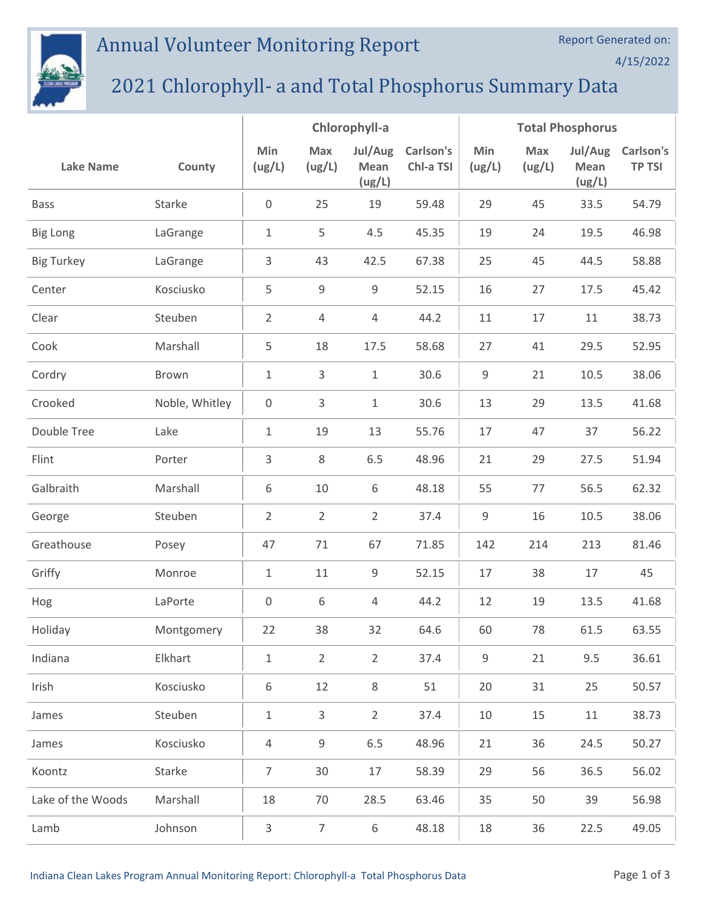# Annual Volunteer Monitoring Report

Report Generated on: 4/15/2022

## 2021 Chlorophyll- a and Total Phosphorus Summary Data

| Lake Name | County | Chlorophyll-a | | | | Total Phosphorus | | | |
|---|---|---|---|---|---|---|---|---|---|
| | | Min (ug/L) | Max (ug/L) | Jul/Aug Mean (ug/L) | Carlson's Chl-a TSI | Min (ug/L) | Max (ug/L) | Jul/Aug Mean (ug/L) | Carlson's TP TSI |
| Bass | Starke | 0 | 25 | 19 | 59.48 | 29 | 45 | 33.5 | 54.79 |
| Big Long | LaGrange | 1 | 5 | 4.5 | 45.35 | 19 | 24 | 19.5 | 46.98 |
| Big Turkey | LaGrange | 3 | 43 | 42.5 | 67.38 | 25 | 45 | 44.5 | 58.88 |
| Center | Kosciusko | 5 | 9 | 9 | 52.15 | 16 | 27 | 17.5 | 45.42 |
| Clear | Steuben | 2 | 4 | 4 | 44.2 | 11 | 17 | 11 | 38.73 |
| Cook | Marshall | 5 | 18 | 17.5 | 58.68 | 27 | 41 | 29.5 | 52.95 |
| Cordry | Brown | 1 | 3 | 1 | 30.6 | 9 | 21 | 10.5 | 38.06 |
| Crooked | Noble, Whitley | 0 | 3 | 1 | 30.6 | 13 | 29 | 13.5 | 41.68 |
| Double Tree | Lake | 1 | 19 | 13 | 55.76 | 17 | 47 | 37 | 56.22 |
| Flint | Porter | 3 | 8 | 6.5 | 48.96 | 21 | 29 | 27.5 | 51.94 |
| Galbraith | Marshall | 6 | 10 | 6 | 48.18 | 55 | 77 | 56.5 | 62.32 |
| George | Steuben | 2 | 2 | 2 | 37.4 | 9 | 16 | 10.5 | 38.06 |
| Greathouse | Posey | 47 | 71 | 67 | 71.85 | 142 | 214 | 213 | 81.46 |
| Griffy | Monroe | 1 | 11 | 9 | 52.15 | 17 | 38 | 17 | 45 |
| Hog | LaPorte | 0 | 6 | 4 | 44.2 | 12 | 19 | 13.5 | 41.68 |
| Holiday | Montgomery | 22 | 38 | 32 | 64.6 | 60 | 78 | 61.5 | 63.55 |
| Indiana | Elkhart | 1 | 2 | 2 | 37.4 | 9 | 21 | 9.5 | 36.61 |
| Irish | Kosciusko | 6 | 12 | 8 | 51 | 20 | 31 | 25 | 50.57 |
| James | Steuben | 1 | 3 | 2 | 37.4 | 10 | 15 | 11 | 38.73 |
| James | Kosciusko | 4 | 9 | 6.5 | 48.96 | 21 | 36 | 24.5 | 50.27 |
| Koontz | Starke | 7 | 30 | 17 | 58.39 | 29 | 56 | 36.5 | 56.02 |
| Lake of the Woods | Marshall | 18 | 70 | 28.5 | 63.46 | 35 | 50 | 39 | 56.98 |
| Lamb | Johnson | 3 | 7 | 6 | 48.18 | 18 | 36 | 22.5 | 49.05 |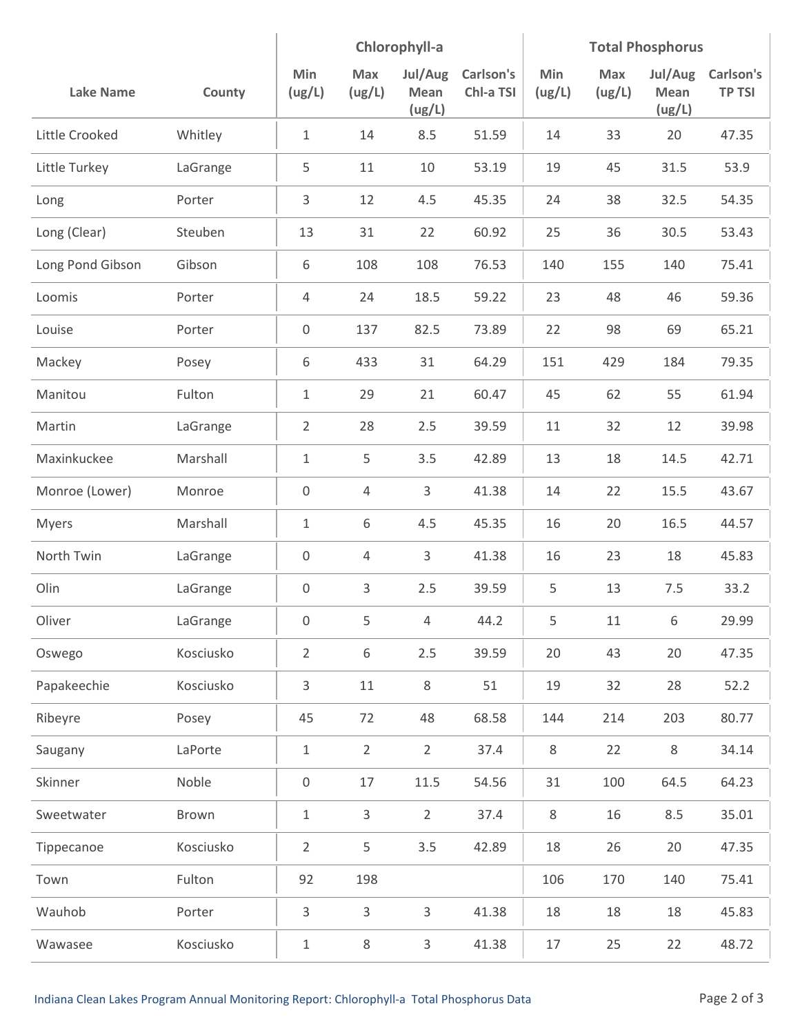| Lake Name | County | Chlorophyll-a | | | | Total Phosphorus | | | |
|---|---|---|---|---|---|---|---|---|---|
| | | Min (ug/L) | Max (ug/L) | Jul/Aug Mean (ug/L) | Carlson's Chl-a TSI | Min (ug/L) | Max (ug/L) | Jul/Aug Mean (ug/L) | Carlson's TP TSI |
| Little Crooked | Whitley | 1 | 14 | 8.5 | 51.59 | 14 | 33 | 20 | 47.35 |
| Little Turkey | LaGrange | 5 | 11 | 10 | 53.19 | 19 | 45 | 31.5 | 53.9 |
| Long | Porter | 3 | 12 | 4.5 | 45.35 | 24 | 38 | 32.5 | 54.35 |
| Long (Clear) | Steuben | 13 | 31 | 22 | 60.92 | 25 | 36 | 30.5 | 53.43 |
| Long Pond Gibson | Gibson | 6 | 108 | 108 | 76.53 | 140 | 155 | 140 | 75.41 |
| Loomis | Porter | 4 | 24 | 18.5 | 59.22 | 23 | 48 | 46 | 59.36 |
| Louise | Porter | 0 | 137 | 82.5 | 73.89 | 22 | 98 | 69 | 65.21 |
| Mackey | Posey | 6 | 433 | 31 | 64.29 | 151 | 429 | 184 | 79.35 |
| Manitou | Fulton | 1 | 29 | 21 | 60.47 | 45 | 62 | 55 | 61.94 |
| Martin | LaGrange | 2 | 28 | 2.5 | 39.59 | 11 | 32 | 12 | 39.98 |
| Maxinkuckee | Marshall | 1 | 5 | 3.5 | 42.89 | 13 | 18 | 14.5 | 42.71 |
| Monroe (Lower) | Monroe | 0 | 4 | 3 | 41.38 | 14 | 22 | 15.5 | 43.67 |
| Myers | Marshall | 1 | 6 | 4.5 | 45.35 | 16 | 20 | 16.5 | 44.57 |
| North Twin | LaGrange | 0 | 4 | 3 | 41.38 | 16 | 23 | 18 | 45.83 |
| Olin | LaGrange | 0 | 3 | 2.5 | 39.59 | 5 | 13 | 7.5 | 33.2 |
| Oliver | LaGrange | 0 | 5 | 4 | 44.2 | 5 | 11 | 6 | 29.99 |
| Oswego | Kosciusko | 2 | 6 | 2.5 | 39.59 | 20 | 43 | 20 | 47.35 |
| Papakeechie | Kosciusko | 3 | 11 | 8 | 51 | 19 | 32 | 28 | 52.2 |
| Ribeyre | Posey | 45 | 72 | 48 | 68.58 | 144 | 214 | 203 | 80.77 |
| Saugany | LaPorte | 1 | 2 | 2 | 37.4 | 8 | 22 | 8 | 34.14 |
| Skinner | Noble | 0 | 17 | 11.5 | 54.56 | 31 | 100 | 64.5 | 64.23 |
| Sweetwater | Brown | 1 | 3 | 2 | 37.4 | 8 | 16 | 8.5 | 35.01 |
| Tippecanoe | Kosciusko | 2 | 5 | 3.5 | 42.89 | 18 | 26 | 20 | 47.35 |
| Town | Fulton | 92 | 198 | | | 106 | 170 | 140 | 75.41 |
| Wauhob | Porter | 3 | 3 | 3 | 41.38 | 18 | 18 | 18 | 45.83 |
| Wawasee | Kosciusko | 1 | 8 | 3 | 41.38 | 17 | 25 | 22 | 48.72 |

Indiana Clean Lakes Program Annual Monitoring Report: Chlorophyll-a Total Phosphorus Data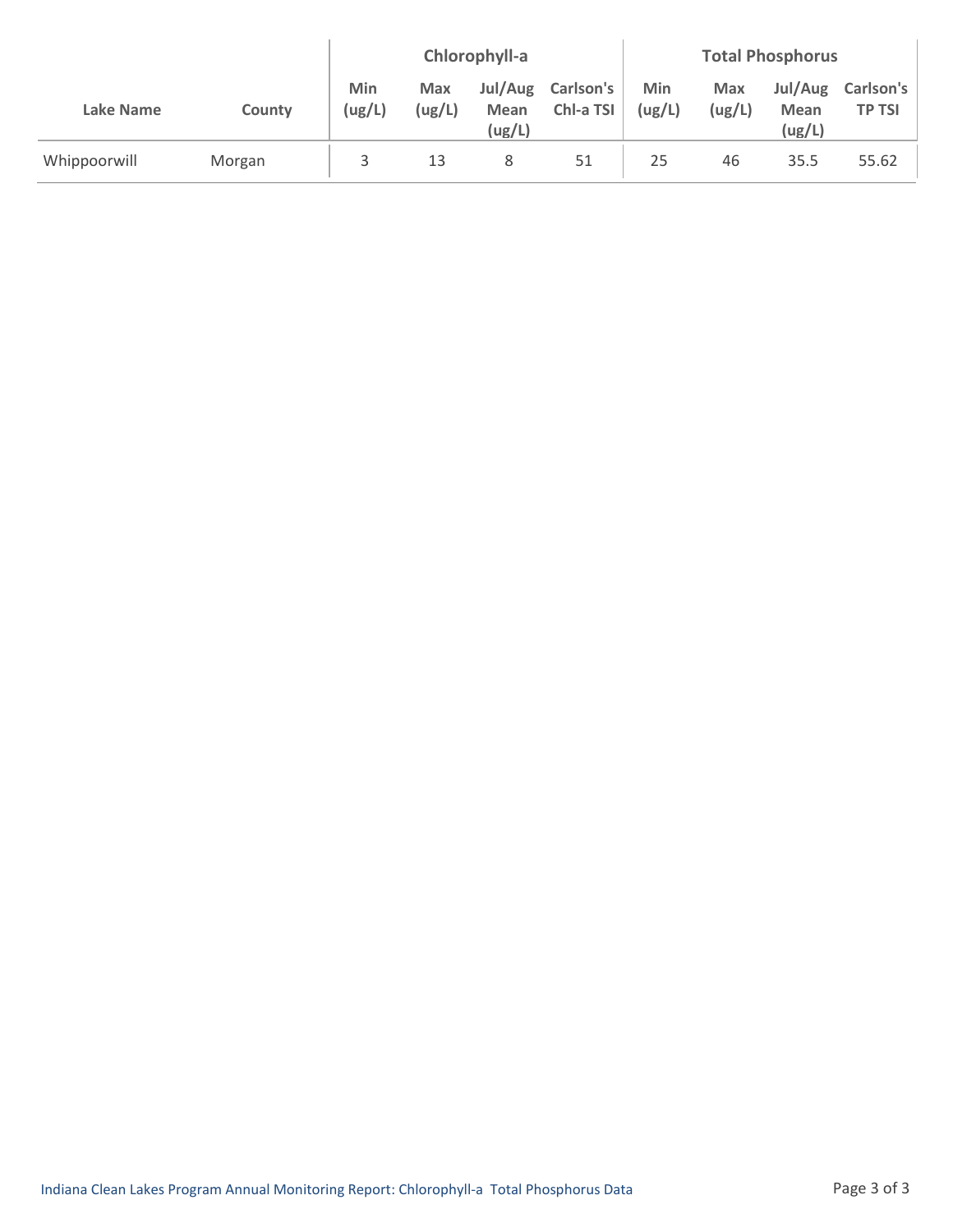| Lake Name | County | Chlorophyll-a | | | | Total Phosphorus | | | |
|---|---|---|---|---|---|---|---|---|---|
| | | Min (ug/L) | Max (ug/L) | Jul/Aug Mean (ug/L) | Carlson's Chl-a TSI | Min (ug/L) | Max (ug/L) | Jul/Aug Mean (ug/L) | Carlson's TP TSI |
| Whippoorwill | Morgan | 3 | 13 | 8 | 51 | 25 | 46 | 35.5 | 55.62 |